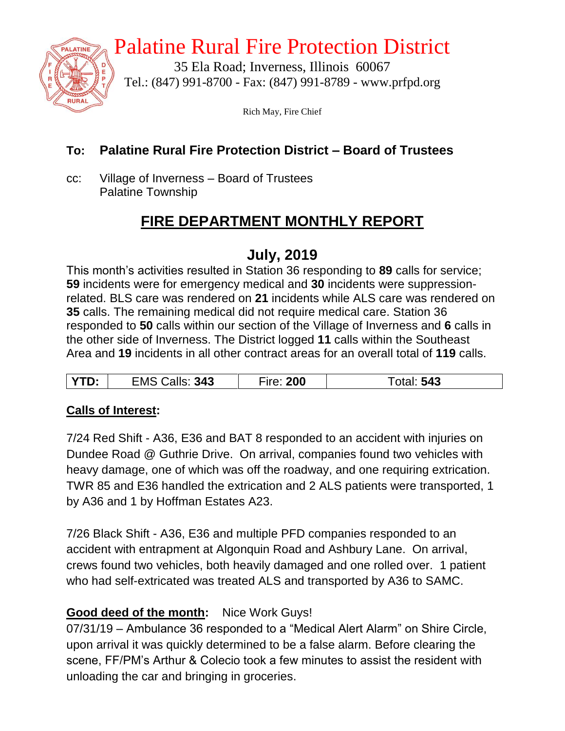# Palatine Rural Fire Protection District

35 Ela Road; Inverness, Illinois 60067
Tel.: (847) 991-8700 - Fax: (847) 991-8789 - www.prfpd.org

Rich May, Fire Chief

**To: Palatine Rural Fire Protection District – Board of Trustees**

cc: Village of Inverness – Board of Trustees
Palatine Township

## FIRE DEPARTMENT MONTHLY REPORT

## July, 2019

This month's activities resulted in Station 36 responding to **89** calls for service; **59** incidents were for emergency medical and **30** incidents were suppression-related. BLS care was rendered on **21** incidents while ALS care was rendered on **35** calls. The remaining medical did not require medical care. Station 36 responded to **50** calls within our section of the Village of Inverness and **6** calls in the other side of Inverness. The District logged **11** calls within the Southeast Area and **19** incidents in all other contract areas for an overall total of **119** calls.

| YTD: | EMS Calls: 343 | Fire: 200 | Total: 543 |
|---|---|---|---|

**Calls of Interest:**

7/24 Red Shift - A36, E36 and BAT 8 responded to an accident with injuries on Dundee Road @ Guthrie Drive. On arrival, companies found two vehicles with heavy damage, one of which was off the roadway, and one requiring extrication. TWR 85 and E36 handled the extrication and 2 ALS patients were transported, 1 by A36 and 1 by Hoffman Estates A23.

7/26 Black Shift - A36, E36 and multiple PFD companies responded to an accident with entrapment at Algonquin Road and Ashbury Lane. On arrival, crews found two vehicles, both heavily damaged and one rolled over. 1 patient who had self-extricated was treated ALS and transported by A36 to SAMC.

**Good deed of the month:** Nice Work Guys!
07/31/19 – Ambulance 36 responded to a "Medical Alert Alarm" on Shire Circle, upon arrival it was quickly determined to be a false alarm. Before clearing the scene, FF/PM's Arthur & Colecio took a few minutes to assist the resident with unloading the car and bringing in groceries.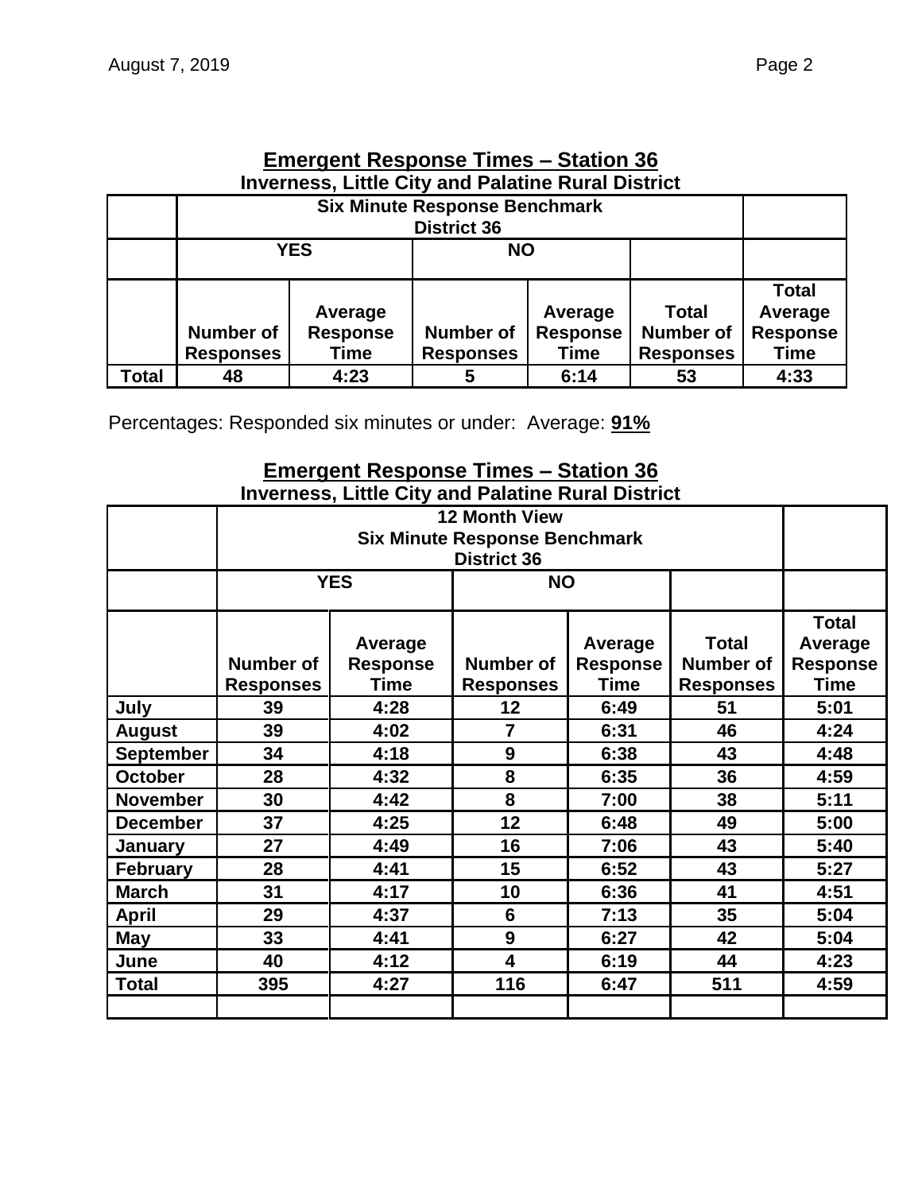## Emergent Response Times – Station 36

**Inverness, Little City and Palatine Rural District**

| | Six Minute Response Benchmark District 36 | | | | | |
|---|---|---|---|---|---|---|
| | YES | | NO | | | |
| | Number of Responses | Average Response Time | Number of Responses | Average Response Time | Total Number of Responses | Total Average Response Time |
| Total | 48 | 4:23 | 5 | 6:14 | 53 | 4:33 |

Percentages: Responded six minutes or under: Average: **91%**

## Emergent Response Times – Station 36

**Inverness, Little City and Palatine Rural District**

| | 12 Month View Six Minute Response Benchmark District 36 | | | | | |
|---|---|---|---|---|---|---|
| | YES | | NO | | | |
| | Number of Responses | Average Response Time | Number of Responses | Average Response Time | Total Number of Responses | Total Average Response Time |
| July | 39 | 4:28 | 12 | 6:49 | 51 | 5:01 |
| August | 39 | 4:02 | 7 | 6:31 | 46 | 4:24 |
| September | 34 | 4:18 | 9 | 6:38 | 43 | 4:48 |
| October | 28 | 4:32 | 8 | 6:35 | 36 | 4:59 |
| November | 30 | 4:42 | 8 | 7:00 | 38 | 5:11 |
| December | 37 | 4:25 | 12 | 6:48 | 49 | 5:00 |
| January | 27 | 4:49 | 16 | 7:06 | 43 | 5:40 |
| February | 28 | 4:41 | 15 | 6:52 | 43 | 5:27 |
| March | 31 | 4:17 | 10 | 6:36 | 41 | 4:51 |
| April | 29 | 4:37 | 6 | 7:13 | 35 | 5:04 |
| May | 33 | 4:41 | 9 | 6:27 | 42 | 5:04 |
| June | 40 | 4:12 | 4 | 6:19 | 44 | 4:23 |
| Total | 395 | 4:27 | 116 | 6:47 | 511 | 4:59 |
| | | | | | | |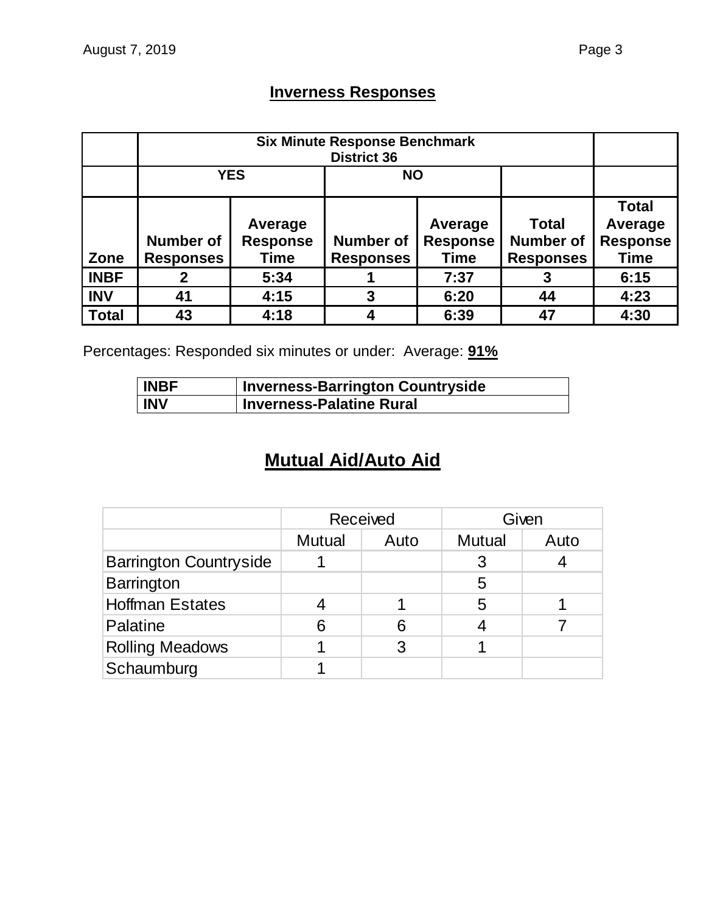## Inverness Responses

| | Six Minute Response Benchmark District 36 | | | | | |
|---|---|---|---|---|---|---|
| | YES | | NO | | | |
| Zone | Number of Responses | Average Response Time | Number of Responses | Average Response Time | Total Number of Responses | Total Average Response Time |
| INBF | 2 | 5:34 | 1 | 7:37 | 3 | 6:15 |
| INV | 41 | 4:15 | 3 | 6:20 | 44 | 4:23 |
| Total | 43 | 4:18 | 4 | 6:39 | 47 | 4:30 |

Percentages: Responded six minutes or under: Average: **91%**

| INBF | Inverness-Barrington Countryside |
|---|---|
| INV | Inverness-Palatine Rural |

## Mutual Aid/Auto Aid

| | Received | | Given | |
|---|---|---|---|---|
| | Mutual | Auto | Mutual | Auto |
| Barrington Countryside | 1 | | 3 | 4 |
| Barrington | | | 5 | |
| Hoffman Estates | 4 | 1 | 5 | 1 |
| Palatine | 6 | 6 | 4 | 7 |
| Rolling Meadows | 1 | 3 | 1 | |
| Schaumburg | 1 | | | |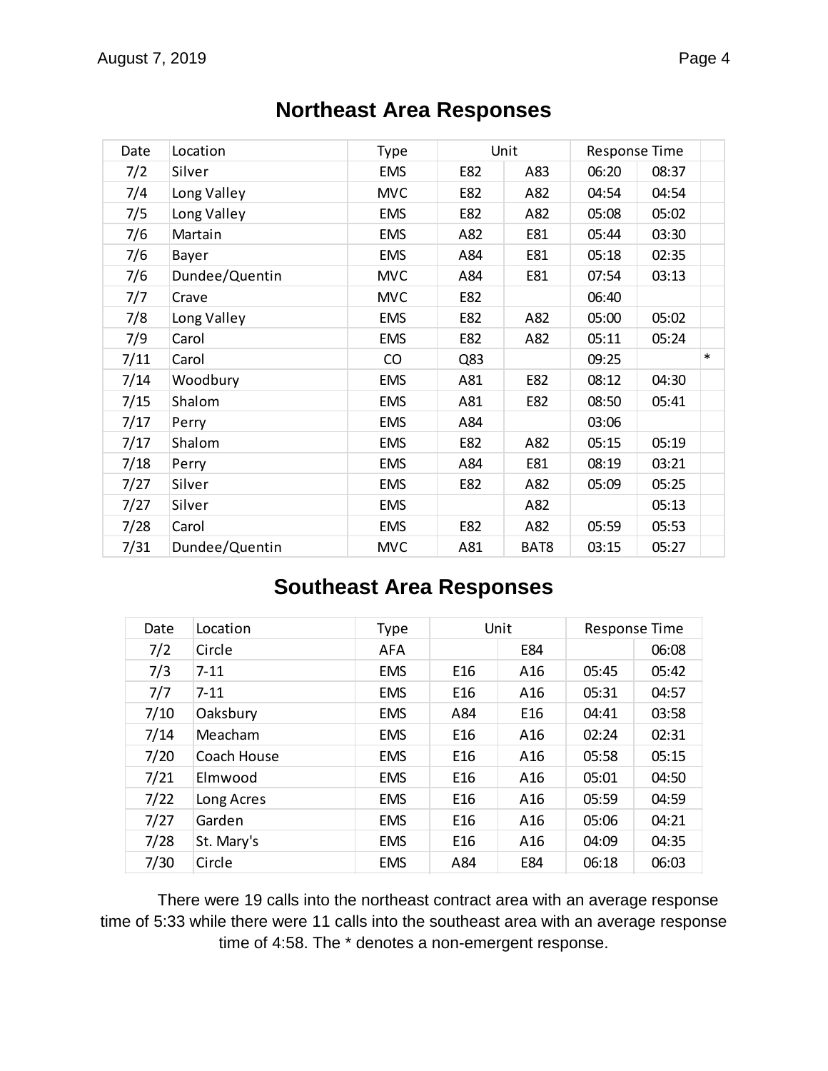## Northeast Area Responses

| Date | Location | Type | Unit | | Response Time | | |
|---|---|---|---|---|---|---|---|
| 7/2 | Silver | EMS | E82 | A83 | 06:20 | 08:37 | |
| 7/4 | Long Valley | MVC | E82 | A82 | 04:54 | 04:54 | |
| 7/5 | Long Valley | EMS | E82 | A82 | 05:08 | 05:02 | |
| 7/6 | Martain | EMS | A82 | E81 | 05:44 | 03:30 | |
| 7/6 | Bayer | EMS | A84 | E81 | 05:18 | 02:35 | |
| 7/6 | Dundee/Quentin | MVC | A84 | E81 | 07:54 | 03:13 | |
| 7/7 | Crave | MVC | E82 | | 06:40 | | |
| 7/8 | Long Valley | EMS | E82 | A82 | 05:00 | 05:02 | |
| 7/9 | Carol | EMS | E82 | A82 | 05:11 | 05:24 | |
| 7/11 | Carol | CO | Q83 | | 09:25 | | * |
| 7/14 | Woodbury | EMS | A81 | E82 | 08:12 | 04:30 | |
| 7/15 | Shalom | EMS | A81 | E82 | 08:50 | 05:41 | |
| 7/17 | Perry | EMS | A84 | | 03:06 | | |
| 7/17 | Shalom | EMS | E82 | A82 | 05:15 | 05:19 | |
| 7/18 | Perry | EMS | A84 | E81 | 08:19 | 03:21 | |
| 7/27 | Silver | EMS | E82 | A82 | 05:09 | 05:25 | |
| 7/27 | Silver | EMS | | A82 | | 05:13 | |
| 7/28 | Carol | EMS | E82 | A82 | 05:59 | 05:53 | |
| 7/31 | Dundee/Quentin | MVC | A81 | BAT8 | 03:15 | 05:27 | |

## Southeast Area Responses

| Date | Location | Type | Unit | | Response Time | |
|---|---|---|---|---|---|---|
| 7/2 | Circle | AFA | | E84 | | 06:08 |
| 7/3 | 7-11 | EMS | E16 | A16 | 05:45 | 05:42 |
| 7/7 | 7-11 | EMS | E16 | A16 | 05:31 | 04:57 |
| 7/10 | Oaksbury | EMS | A84 | E16 | 04:41 | 03:58 |
| 7/14 | Meacham | EMS | E16 | A16 | 02:24 | 02:31 |
| 7/20 | Coach House | EMS | E16 | A16 | 05:58 | 05:15 |
| 7/21 | Elmwood | EMS | E16 | A16 | 05:01 | 04:50 |
| 7/22 | Long Acres | EMS | E16 | A16 | 05:59 | 04:59 |
| 7/27 | Garden | EMS | E16 | A16 | 05:06 | 04:21 |
| 7/28 | St. Mary's | EMS | E16 | A16 | 04:09 | 04:35 |
| 7/30 | Circle | EMS | A84 | E84 | 06:18 | 06:03 |

There were 19 calls into the northeast contract area with an average response time of 5:33 while there were 11 calls into the southeast area with an average response time of 4:58. The * denotes a non-emergent response.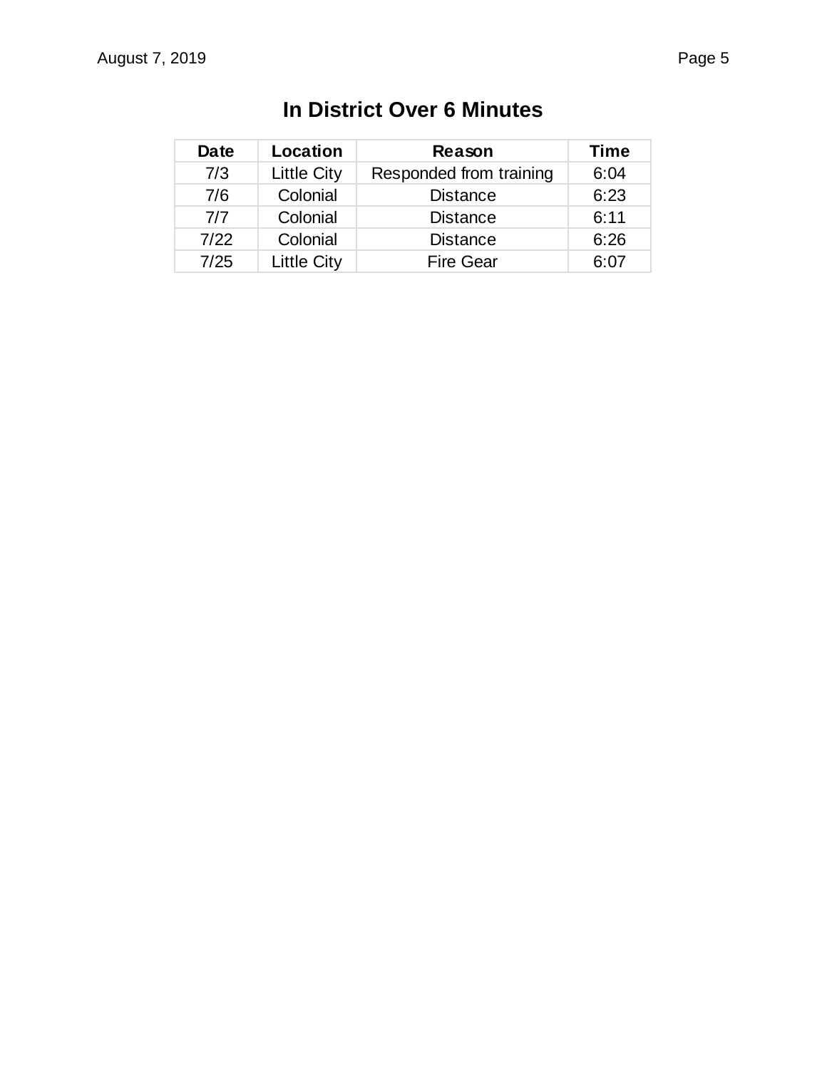# In District Over 6 Minutes

| Date | Location | Reason | Time |
| --- | --- | --- | --- |
| 7/3 | Little City | Responded from training | 6:04 |
| 7/6 | Colonial | Distance | 6:23 |
| 7/7 | Colonial | Distance | 6:11 |
| 7/22 | Colonial | Distance | 6:26 |
| 7/25 | Little City | Fire Gear | 6:07 |